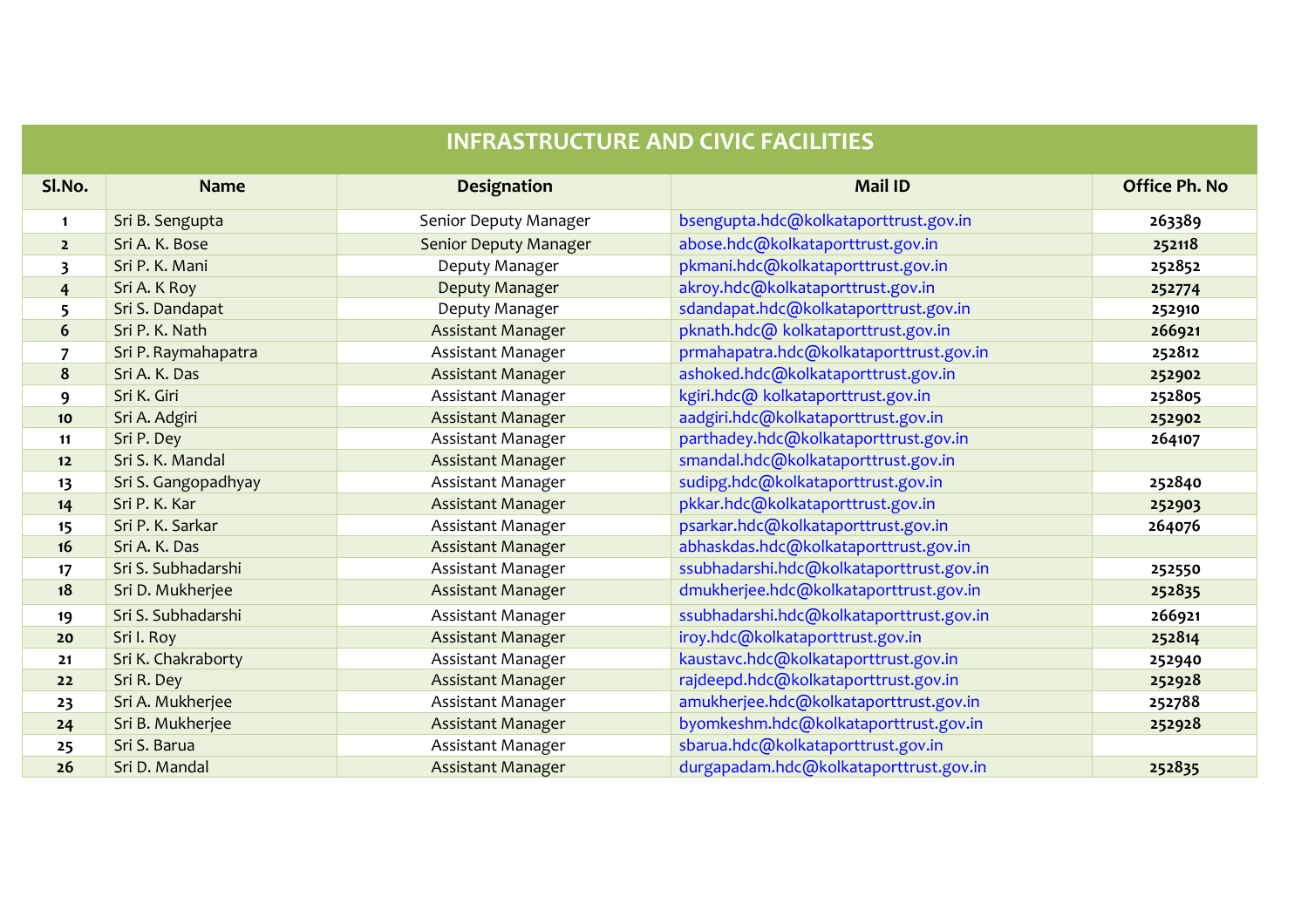# INFRASTRUCTURE AND CIVIC FACILITIES

| Sl.No. | Name | Designation | Mail ID | Office Ph. No |
|---|---|---|---|---|
| 1 | Sri B. Sengupta | Senior Deputy Manager | bsengupta.hdc@kolkataporttrust.gov.in | 263389 |
| 2 | Sri A. K. Bose | Senior Deputy Manager | abose.hdc@kolkataporttrust.gov.in | 252118 |
| 3 | Sri P. K. Mani | Deputy Manager | pkmani.hdc@kolkataporttrust.gov.in | 252852 |
| 4 | Sri A. K Roy | Deputy Manager | akroy.hdc@kolkataporttrust.gov.in | 252774 |
| 5 | Sri S. Dandapat | Deputy Manager | sdandapat.hdc@kolkataporttrust.gov.in | 252910 |
| 6 | Sri P. K. Nath | Assistant Manager | pknath.hdc@ kolkataporttrust.gov.in | 266921 |
| 7 | Sri P. Raymahapatra | Assistant Manager | prmahapatra.hdc@kolkataporttrust.gov.in | 252812 |
| 8 | Sri A. K. Das | Assistant Manager | ashoked.hdc@kolkataporttrust.gov.in | 252902 |
| 9 | Sri K. Giri | Assistant Manager | kgiri.hdc@ kolkataporttrust.gov.in | 252805 |
| 10 | Sri A. Adgiri | Assistant Manager | aadgiri.hdc@kolkataporttrust.gov.in | 252902 |
| 11 | Sri P. Dey | Assistant Manager | parthadey.hdc@kolkataporttrust.gov.in | 264107 |
| 12 | Sri S. K. Mandal | Assistant Manager | smandal.hdc@kolkataporttrust.gov.in | |
| 13 | Sri S. Gangopadhyay | Assistant Manager | sudipg.hdc@kolkataporttrust.gov.in | 252840 |
| 14 | Sri P. K. Kar | Assistant Manager | pkkar.hdc@kolkataporttrust.gov.in | 252903 |
| 15 | Sri P. K. Sarkar | Assistant Manager | psarkar.hdc@kolkataporttrust.gov.in | 264076 |
| 16 | Sri A. K. Das | Assistant Manager | abhaskdas.hdc@kolkataporttrust.gov.in | |
| 17 | Sri S. Subhadarshi | Assistant Manager | ssubhadarshi.hdc@kolkataporttrust.gov.in | 252550 |
| 18 | Sri D. Mukherjee | Assistant Manager | dmukherjee.hdc@kolkataporttrust.gov.in | 252835 |
| 19 | Sri S. Subhadarshi | Assistant Manager | ssubhadarshi.hdc@kolkataporttrust.gov.in | 266921 |
| 20 | Sri I. Roy | Assistant Manager | iroy.hdc@kolkataporttrust.gov.in | 252814 |
| 21 | Sri K. Chakraborty | Assistant Manager | kaustavc.hdc@kolkataporttrust.gov.in | 252940 |
| 22 | Sri R. Dey | Assistant Manager | rajdeepd.hdc@kolkataporttrust.gov.in | 252928 |
| 23 | Sri A. Mukherjee | Assistant Manager | amukherjee.hdc@kolkataporttrust.gov.in | 252788 |
| 24 | Sri B. Mukherjee | Assistant Manager | byomkeshm.hdc@kolkataporttrust.gov.in | 252928 |
| 25 | Sri S. Barua | Assistant Manager | sbarua.hdc@kolkataporttrust.gov.in | |
| 26 | Sri D. Mandal | Assistant Manager | durgapadam.hdc@kolkataporttrust.gov.in | 252835 |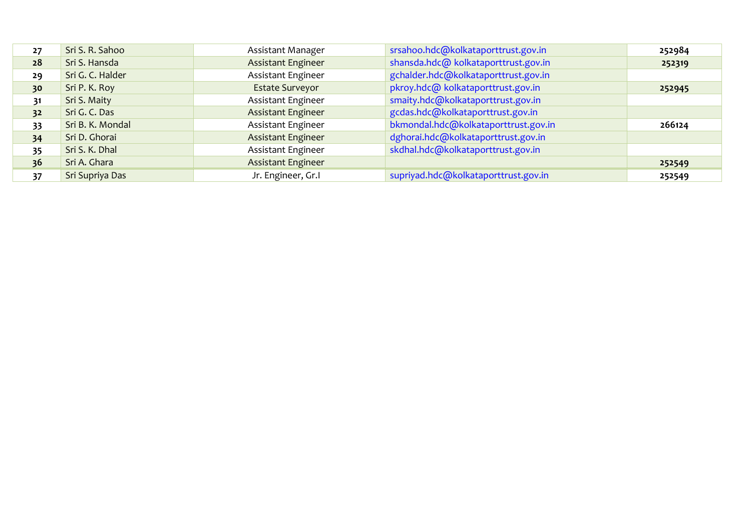| | | | | |
|---|---|---|---|---|
| **27** | Sri S. R. Sahoo | Assistant Manager | srsahoo.hdc@kolkataporttrust.gov.in | **252984** |
| **28** | Sri S. Hansda | Assistant Engineer | shansda.hdc@ kolkataporttrust.gov.in | **252319** |
| **29** | Sri G. C. Halder | Assistant Engineer | gchalder.hdc@kolkataporttrust.gov.in | |
| **30** | Sri P. K. Roy | Estate Surveyor | pkroy.hdc@ kolkataporttrust.gov.in | **252945** |
| **31** | Sri S. Maity | Assistant Engineer | smaity.hdc@kolkataporttrust.gov.in | |
| **32** | Sri G. C. Das | Assistant Engineer | gcdas.hdc@kolkataporttrust.gov.in | |
| **33** | Sri B. K. Mondal | Assistant Engineer | bkmondal.hdc@kolkataporttrust.gov.in | **266124** |
| **34** | Sri D. Ghorai | Assistant Engineer | dghorai.hdc@kolkataporttrust.gov.in | |
| **35** | Sri S. K. Dhal | Assistant Engineer | skdhal.hdc@kolkataporttrust.gov.in | |
| **36** | Sri A. Ghara | Assistant Engineer | | **252549** |
| **37** | Sri Supriya Das | Jr. Engineer, Gr.I | supriyad.hdc@kolkataporttrust.gov.in | **252549** |